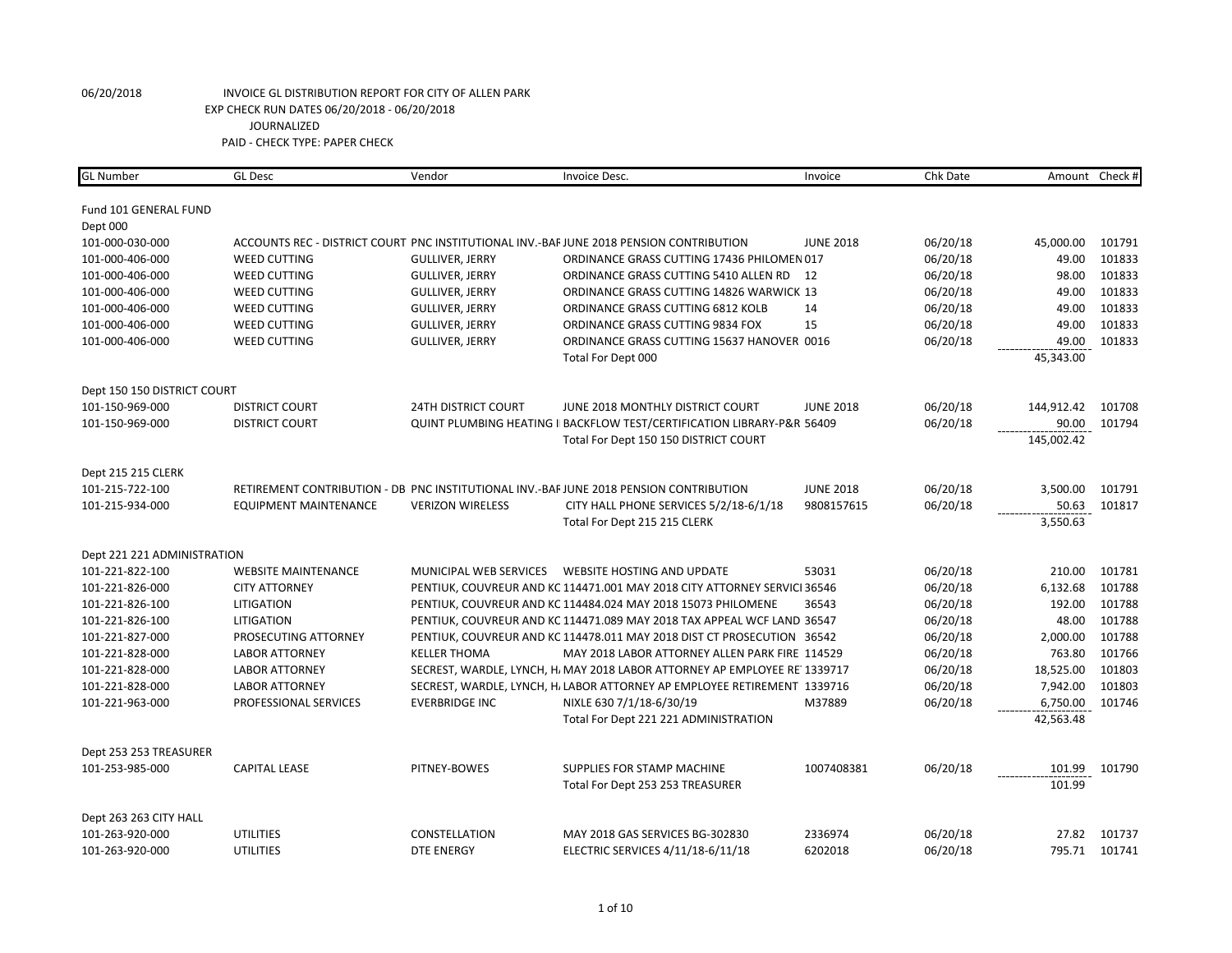06/20/2018 INVOICE GL DISTRIBUTION REPORT FOR CITY OF ALLEN PARK

EXP CHECK RUN DATES 06/20/2018 - 06/20/2018

JOURNALIZED

PAID - CHECK TYPE: PAPER CHECK

| GL Number | GL Desc | Vendor | Invoice Desc. | Invoice | Chk Date | Amount | Check # |
|---|---|---|---|---|---|---|---|
| Fund 101 GENERAL FUND | | | | | | | |
| Dept 000 | | | | | | | |
| 101-000-030-000 | ACCOUNTS REC - DISTRICT COURT | PNC INSTITUTIONAL INV.-BAF | JUNE 2018 PENSION CONTRIBUTION | JUNE 2018 | 06/20/18 | 45,000.00 | 101791 |
| 101-000-406-000 | WEED CUTTING | GULLIVER, JERRY | ORDINANCE GRASS CUTTING 17436 PHILOMEN | 017 | 06/20/18 | 49.00 | 101833 |
| 101-000-406-000 | WEED CUTTING | GULLIVER, JERRY | ORDINANCE GRASS CUTTING 5410 ALLEN RD | 12 | 06/20/18 | 98.00 | 101833 |
| 101-000-406-000 | WEED CUTTING | GULLIVER, JERRY | ORDINANCE GRASS CUTTING 14826 WARWICK | 13 | 06/20/18 | 49.00 | 101833 |
| 101-000-406-000 | WEED CUTTING | GULLIVER, JERRY | ORDINANCE GRASS CUTTING 6812 KOLB | 14 | 06/20/18 | 49.00 | 101833 |
| 101-000-406-000 | WEED CUTTING | GULLIVER, JERRY | ORDINANCE GRASS CUTTING 9834 FOX | 15 | 06/20/18 | 49.00 | 101833 |
| 101-000-406-000 | WEED CUTTING | GULLIVER, JERRY | ORDINANCE GRASS CUTTING 15637 HANOVER | 0016 | 06/20/18 | 49.00 | 101833 |
| | | | Total For Dept 000 | | | 45,343.00 | |
| Dept 150 150 DISTRICT COURT | | | | | | | |
| 101-150-969-000 | DISTRICT COURT | 24TH DISTRICT COURT | JUNE 2018 MONTHLY DISTRICT COURT | JUNE 2018 | 06/20/18 | 144,912.42 | 101708 |
| 101-150-969-000 | DISTRICT COURT | QUINT PLUMBING HEATING I | BACKFLOW TEST/CERTIFICATION LIBRARY-P&R | 56409 | 06/20/18 | 90.00 | 101794 |
| | | | Total For Dept 150 150 DISTRICT COURT | | | 145,002.42 | |
| Dept 215 215 CLERK | | | | | | | |
| 101-215-722-100 | RETIREMENT CONTRIBUTION - DB | PNC INSTITUTIONAL INV.-BAF | JUNE 2018 PENSION CONTRIBUTION | JUNE 2018 | 06/20/18 | 3,500.00 | 101791 |
| 101-215-934-000 | EQUIPMENT MAINTENANCE | VERIZON WIRELESS | CITY HALL PHONE SERVICES 5/2/18-6/1/18 | 9808157615 | 06/20/18 | 50.63 | 101817 |
| | | | Total For Dept 215 215 CLERK | | | 3,550.63 | |
| Dept 221 221 ADMINISTRATION | | | | | | | |
| 101-221-822-100 | WEBSITE MAINTENANCE | MUNICIPAL WEB SERVICES | WEBSITE HOSTING AND UPDATE | 53031 | 06/20/18 | 210.00 | 101781 |
| 101-221-826-000 | CITY ATTORNEY | PENTIUK, COUVREUR AND KC | 114471.001 MAY 2018 CITY ATTORNEY SERVICI | 36546 | 06/20/18 | 6,132.68 | 101788 |
| 101-221-826-100 | LITIGATION | PENTIUK, COUVREUR AND KC | 114484.024 MAY 2018 15073 PHILOMENE | 36543 | 06/20/18 | 192.00 | 101788 |
| 101-221-826-100 | LITIGATION | PENTIUK, COUVREUR AND KC | 114471.089 MAY 2018 TAX APPEAL WCF LAND | 36547 | 06/20/18 | 48.00 | 101788 |
| 101-221-827-000 | PROSECUTING ATTORNEY | PENTIUK, COUVREUR AND KC | 114478.011 MAY 2018 DIST CT PROSECUTION | 36542 | 06/20/18 | 2,000.00 | 101788 |
| 101-221-828-000 | LABOR ATTORNEY | KELLER THOMA | MAY 2018 LABOR ATTORNEY ALLEN PARK FIRE | 114529 | 06/20/18 | 763.80 | 101766 |
| 101-221-828-000 | LABOR ATTORNEY | SECREST, WARDLE, LYNCH, H. | MAY 2018 LABOR ATTORNEY AP EMPLOYEE RE | 1339717 | 06/20/18 | 18,525.00 | 101803 |
| 101-221-828-000 | LABOR ATTORNEY | SECREST, WARDLE, LYNCH, H. | LABOR ATTORNEY AP EMPLOYEE RETIREMENT | 1339716 | 06/20/18 | 7,942.00 | 101803 |
| 101-221-963-000 | PROFESSIONAL SERVICES | EVERBRIDGE INC | NIXLE 630 7/1/18-6/30/19 | M37889 | 06/20/18 | 6,750.00 | 101746 |
| | | | Total For Dept 221 221 ADMINISTRATION | | | 42,563.48 | |
| Dept 253 253 TREASURER | | | | | | | |
| 101-253-985-000 | CAPITAL LEASE | PITNEY-BOWES | SUPPLIES FOR STAMP MACHINE | 1007408381 | 06/20/18 | 101.99 | 101790 |
| | | | Total For Dept 253 253 TREASURER | | | 101.99 | |
| Dept 263 263 CITY HALL | | | | | | | |
| 101-263-920-000 | UTILITIES | CONSTELLATION | MAY 2018 GAS SERVICES BG-302830 | 2336974 | 06/20/18 | 27.82 | 101737 |
| 101-263-920-000 | UTILITIES | DTE ENERGY | ELECTRIC SERVICES 4/11/18-6/11/18 | 6202018 | 06/20/18 | 795.71 | 101741 |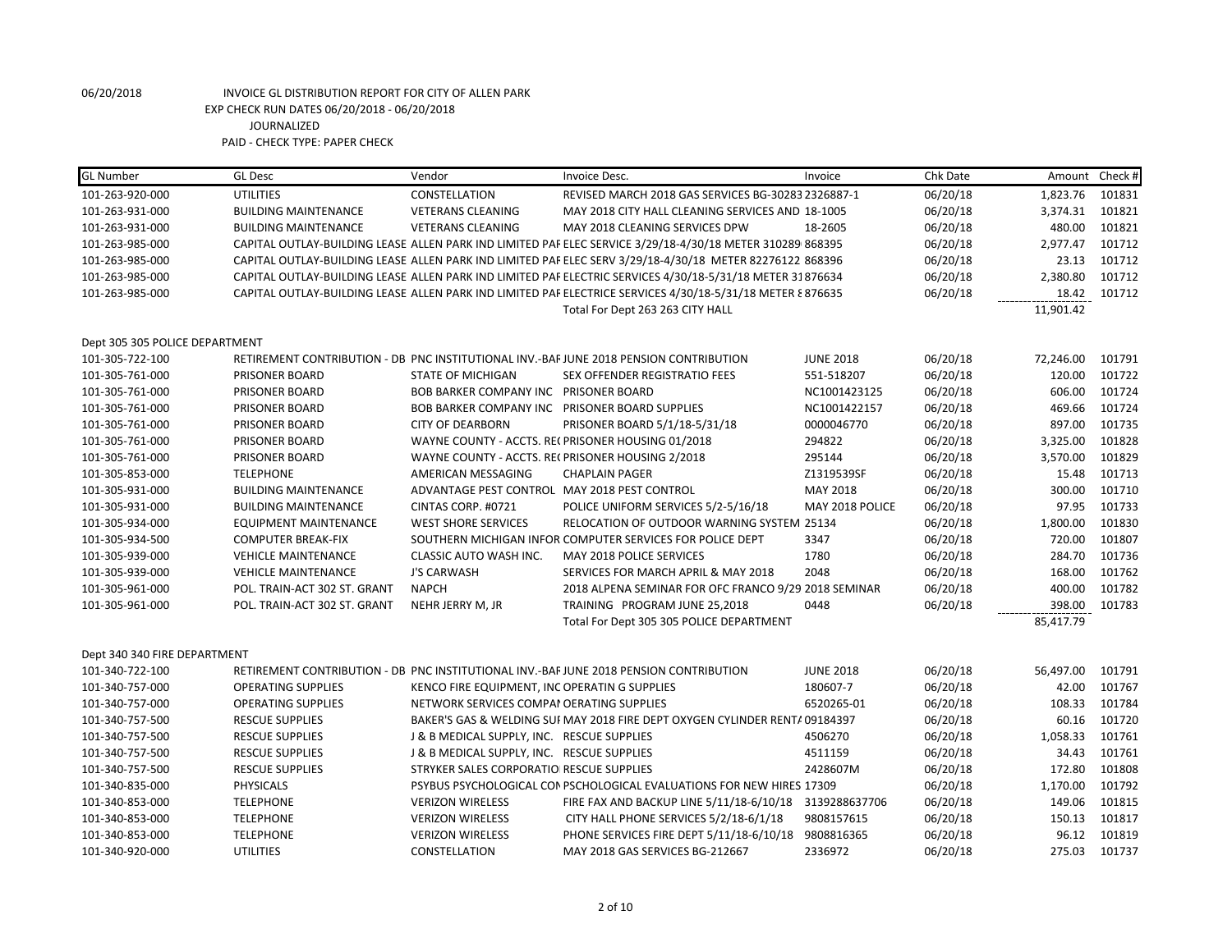06/20/2018 INVOICE GL DISTRIBUTION REPORT FOR CITY OF ALLEN PARK
EXP CHECK RUN DATES 06/20/2018 - 06/20/2018
JOURNALIZED
PAID - CHECK TYPE: PAPER CHECK

| GL Number | GL Desc | Vendor | Invoice Desc. | Invoice | Chk Date | Amount | Check # |
|---|---|---|---|---|---|---|---|
| 101-263-920-000 | UTILITIES | CONSTELLATION | REVISED MARCH 2018 GAS SERVICES BG-30283 | 2326887-1 | 06/20/18 | 1,823.76 | 101831 |
| 101-263-931-000 | BUILDING MAINTENANCE | VETERANS CLEANING | MAY 2018 CITY HALL CLEANING SERVICES AND | 18-1005 | 06/20/18 | 3,374.31 | 101821 |
| 101-263-931-000 | BUILDING MAINTENANCE | VETERANS CLEANING | MAY 2018 CLEANING SERVICES DPW | 18-2605 | 06/20/18 | 480.00 | 101821 |
| 101-263-985-000 | CAPITAL OUTLAY-BUILDING LEASE | ALLEN PARK IND LIMITED PAF | ELEC SERVICE 3/29/18-4/30/18 METER 310289 | 868395 | 06/20/18 | 2,977.47 | 101712 |
| 101-263-985-000 | CAPITAL OUTLAY-BUILDING LEASE | ALLEN PARK IND LIMITED PAF | ELEC SERV 3/29/18-4/30/18 METER 82276122 | 868396 | 06/20/18 | 23.13 | 101712 |
| 101-263-985-000 | CAPITAL OUTLAY-BUILDING LEASE | ALLEN PARK IND LIMITED PAF | ELECTRIC SERVICES 4/30/18-5/31/18 METER 31 | 876634 | 06/20/18 | 2,380.80 | 101712 |
| 101-263-985-000 | CAPITAL OUTLAY-BUILDING LEASE | ALLEN PARK IND LIMITED PAF | ELECTRIC SERVICES 4/30/18-5/31/18 METER 8 | 876635 | 06/20/18 | 18.42 | 101712 |
| | | | Total For Dept 263 263 CITY HALL | | | 11,901.42 | |
| Dept 305 305 POLICE DEPARTMENT | | | | | | | |
| 101-305-722-100 | RETIREMENT CONTRIBUTION - DB | PNC INSTITUTIONAL INV.-BAF | JUNE 2018 PENSION CONTRIBUTION | JUNE 2018 | 06/20/18 | 72,246.00 | 101791 |
| 101-305-761-000 | PRISONER BOARD | STATE OF MICHIGAN | SEX OFFENDER REGISTRATIO FEES | 551-518207 | 06/20/18 | 120.00 | 101722 |
| 101-305-761-000 | PRISONER BOARD | BOB BARKER COMPANY INC | PRISONER BOARD | NC1001423125 | 06/20/18 | 606.00 | 101724 |
| 101-305-761-000 | PRISONER BOARD | BOB BARKER COMPANY INC | PRISONER BOARD SUPPLIES | NC1001422157 | 06/20/18 | 469.66 | 101724 |
| 101-305-761-000 | PRISONER BOARD | CITY OF DEARBORN | PRISONER BOARD 5/1/18-5/31/18 | 0000046770 | 06/20/18 | 897.00 | 101735 |
| 101-305-761-000 | PRISONER BOARD | WAYNE COUNTY - ACCTS. RE( | PRISONER HOUSING 01/2018 | 294822 | 06/20/18 | 3,325.00 | 101828 |
| 101-305-761-000 | PRISONER BOARD | WAYNE COUNTY - ACCTS. RE( | PRISONER HOUSING 2/2018 | 295144 | 06/20/18 | 3,570.00 | 101829 |
| 101-305-853-000 | TELEPHONE | AMERICAN MESSAGING | CHAPLAIN PAGER | Z1319539SF | 06/20/18 | 15.48 | 101713 |
| 101-305-931-000 | BUILDING MAINTENANCE | ADVANTAGE PEST CONTROL | MAY 2018 PEST CONTROL | MAY 2018 | 06/20/18 | 300.00 | 101710 |
| 101-305-931-000 | BUILDING MAINTENANCE | CINTAS CORP. #0721 | POLICE UNIFORM SERVICES 5/2-5/16/18 | MAY 2018 POLICE | 06/20/18 | 97.95 | 101733 |
| 101-305-934-000 | EQUIPMENT MAINTENANCE | WEST SHORE SERVICES | RELOCATION OF OUTDOOR WARNING SYSTEM | 25134 | 06/20/18 | 1,800.00 | 101830 |
| 101-305-934-500 | COMPUTER BREAK-FIX | SOUTHERN MICHIGAN INFOR | COMPUTER SERVICES FOR POLICE DEPT | 3347 | 06/20/18 | 720.00 | 101807 |
| 101-305-939-000 | VEHICLE MAINTENANCE | CLASSIC AUTO WASH INC. | MAY 2018 POLICE SERVICES | 1780 | 06/20/18 | 284.70 | 101736 |
| 101-305-939-000 | VEHICLE MAINTENANCE | J'S CARWASH | SERVICES FOR MARCH APRIL & MAY 2018 | 2048 | 06/20/18 | 168.00 | 101762 |
| 101-305-961-000 | POL. TRAIN-ACT 302 ST. GRANT | NAPCH | 2018 ALPENA SEMINAR FOR OFC FRANCO 9/29 | 2018 SEMINAR | 06/20/18 | 400.00 | 101782 |
| 101-305-961-000 | POL. TRAIN-ACT 302 ST. GRANT | NEHR JERRY M, JR | TRAINING PROGRAM JUNE 25,2018 | 0448 | 06/20/18 | 398.00 | 101783 |
| | | | Total For Dept 305 305 POLICE DEPARTMENT | | | 85,417.79 | |
| Dept 340 340 FIRE DEPARTMENT | | | | | | | |
| 101-340-722-100 | RETIREMENT CONTRIBUTION - DB | PNC INSTITUTIONAL INV.-BAF | JUNE 2018 PENSION CONTRIBUTION | JUNE 2018 | 06/20/18 | 56,497.00 | 101791 |
| 101-340-757-000 | OPERATING SUPPLIES | KENCO FIRE EQUIPMENT, INC | OPERATIN G SUPPLIES | 180607-7 | 06/20/18 | 42.00 | 101767 |
| 101-340-757-000 | OPERATING SUPPLIES | NETWORK SERVICES COMPAI | OERATING SUPPLIES | 6520265-01 | 06/20/18 | 108.33 | 101784 |
| 101-340-757-500 | RESCUE SUPPLIES | BAKER'S GAS & WELDING SUI | MAY 2018 FIRE DEPT OXYGEN CYLINDER RENT/ | 09184397 | 06/20/18 | 60.16 | 101720 |
| 101-340-757-500 | RESCUE SUPPLIES | J & B MEDICAL SUPPLY, INC. | RESCUE SUPPLIES | 4506270 | 06/20/18 | 1,058.33 | 101761 |
| 101-340-757-500 | RESCUE SUPPLIES | J & B MEDICAL SUPPLY, INC. | RESCUE SUPPLIES | 4511159 | 06/20/18 | 34.43 | 101761 |
| 101-340-757-500 | RESCUE SUPPLIES | STRYKER SALES CORPORATIO | RESCUE SUPPLIES | 2428607M | 06/20/18 | 172.80 | 101808 |
| 101-340-835-000 | PHYSICALS | PSYBUS PSYCHOLOGICAL CON | PSCHOLOGICAL EVALUATIONS FOR NEW HIRES | 17309 | 06/20/18 | 1,170.00 | 101792 |
| 101-340-853-000 | TELEPHONE | VERIZON WIRELESS | FIRE FAX AND BACKUP LINE 5/11/18-6/10/18 | 3139288637706 | 06/20/18 | 149.06 | 101815 |
| 101-340-853-000 | TELEPHONE | VERIZON WIRELESS | CITY HALL PHONE SERVICES 5/2/18-6/1/18 | 9808157615 | 06/20/18 | 150.13 | 101817 |
| 101-340-853-000 | TELEPHONE | VERIZON WIRELESS | PHONE SERVICES FIRE DEPT 5/11/18-6/10/18 | 9808816365 | 06/20/18 | 96.12 | 101819 |
| 101-340-920-000 | UTILITIES | CONSTELLATION | MAY 2018 GAS SERVICES BG-212667 | 2336972 | 06/20/18 | 275.03 | 101737 |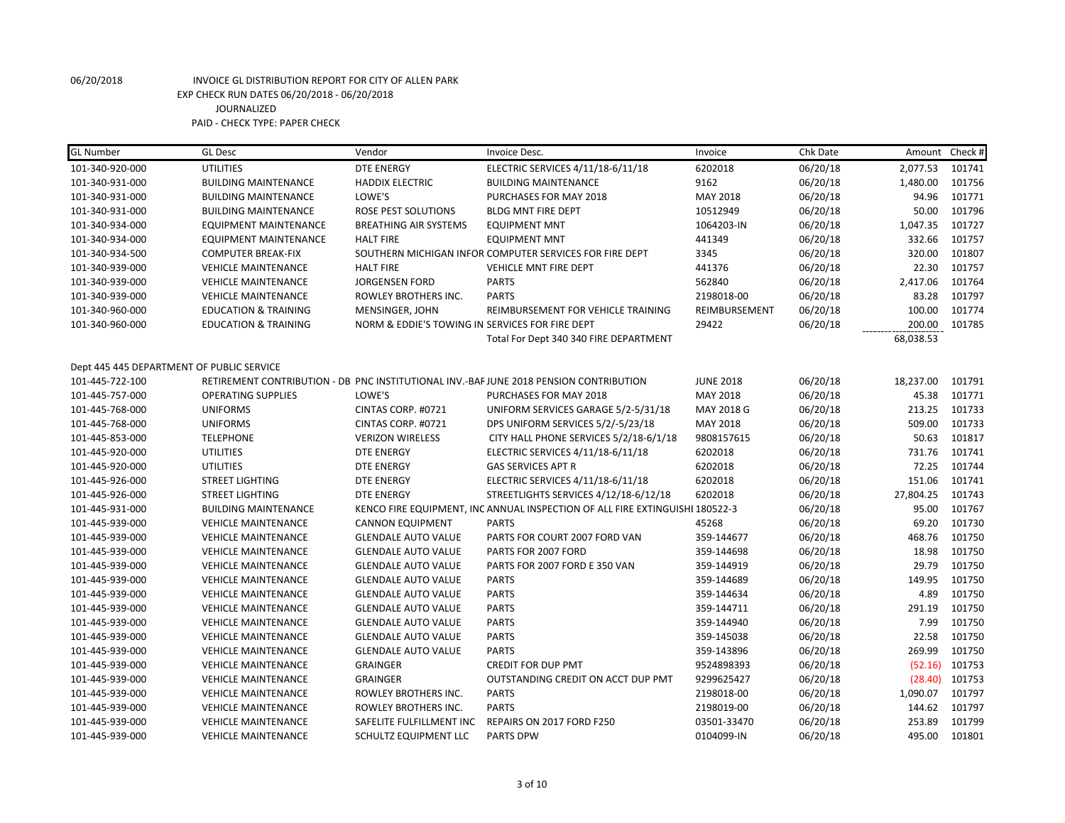06/20/2018 INVOICE GL DISTRIBUTION REPORT FOR CITY OF ALLEN PARK
EXP CHECK RUN DATES 06/20/2018 - 06/20/2018
JOURNALIZED
PAID - CHECK TYPE: PAPER CHECK

| GL Number | GL Desc | Vendor | Invoice Desc. | Invoice | Chk Date | Amount | Check # |
|---|---|---|---|---|---|---|---|
| 101-340-920-000 | UTILITIES | DTE ENERGY | ELECTRIC SERVICES 4/11/18-6/11/18 | 6202018 | 06/20/18 | 2,077.53 | 101741 |
| 101-340-931-000 | BUILDING MAINTENANCE | HADDIX ELECTRIC | BUILDING MAINTENANCE | 9162 | 06/20/18 | 1,480.00 | 101756 |
| 101-340-931-000 | BUILDING MAINTENANCE | LOWE'S | PURCHASES FOR MAY 2018 | MAY 2018 | 06/20/18 | 94.96 | 101771 |
| 101-340-931-000 | BUILDING MAINTENANCE | ROSE PEST SOLUTIONS | BLDG MNT FIRE DEPT | 10512949 | 06/20/18 | 50.00 | 101796 |
| 101-340-934-000 | EQUIPMENT MAINTENANCE | BREATHING AIR SYSTEMS | EQUIPMENT MNT | 1064203-IN | 06/20/18 | 1,047.35 | 101727 |
| 101-340-934-000 | EQUIPMENT MAINTENANCE | HALT FIRE | EQUIPMENT MNT | 441349 | 06/20/18 | 332.66 | 101757 |
| 101-340-934-500 | COMPUTER BREAK-FIX | SOUTHERN MICHIGAN INFOR | COMPUTER SERVICES FOR FIRE DEPT | 3345 | 06/20/18 | 320.00 | 101807 |
| 101-340-939-000 | VEHICLE MAINTENANCE | HALT FIRE | VEHICLE MNT FIRE DEPT | 441376 | 06/20/18 | 22.30 | 101757 |
| 101-340-939-000 | VEHICLE MAINTENANCE | JORGENSEN FORD | PARTS | 562840 | 06/20/18 | 2,417.06 | 101764 |
| 101-340-939-000 | VEHICLE MAINTENANCE | ROWLEY BROTHERS INC. | PARTS | 2198018-00 | 06/20/18 | 83.28 | 101797 |
| 101-340-960-000 | EDUCATION & TRAINING | MENSINGER, JOHN | REIMBURSEMENT FOR VEHICLE TRAINING | REIMBURSEMENT | 06/20/18 | 100.00 | 101774 |
| 101-340-960-000 | EDUCATION & TRAINING | NORM & EDDIE'S TOWING IN | SERVICES FOR FIRE DEPT | 29422 | 06/20/18 | 200.00 | 101785 |
| | | | Total For Dept 340 340 FIRE DEPARTMENT | | | 68,038.53 | |
| Dept 445 445 DEPARTMENT OF PUBLIC SERVICE | | | | | | | |
| 101-445-722-100 | RETIREMENT CONTRIBUTION - DB | PNC INSTITUTIONAL INV.-BAF | JUNE 2018 PENSION CONTRIBUTION | JUNE 2018 | 06/20/18 | 18,237.00 | 101791 |
| 101-445-757-000 | OPERATING SUPPLIES | LOWE'S | PURCHASES FOR MAY 2018 | MAY 2018 | 06/20/18 | 45.38 | 101771 |
| 101-445-768-000 | UNIFORMS | CINTAS CORP. #0721 | UNIFORM SERVICES GARAGE 5/2-5/31/18 | MAY 2018 G | 06/20/18 | 213.25 | 101733 |
| 101-445-768-000 | UNIFORMS | CINTAS CORP. #0721 | DPS UNIFORM SERVICES 5/2/-5/23/18 | MAY 2018 | 06/20/18 | 509.00 | 101733 |
| 101-445-853-000 | TELEPHONE | VERIZON WIRELESS | CITY HALL PHONE SERVICES 5/2/18-6/1/18 | 9808157615 | 06/20/18 | 50.63 | 101817 |
| 101-445-920-000 | UTILITIES | DTE ENERGY | ELECTRIC SERVICES 4/11/18-6/11/18 | 6202018 | 06/20/18 | 731.76 | 101741 |
| 101-445-920-000 | UTILITIES | DTE ENERGY | GAS SERVICES APT R | 6202018 | 06/20/18 | 72.25 | 101744 |
| 101-445-926-000 | STREET LIGHTING | DTE ENERGY | ELECTRIC SERVICES 4/11/18-6/11/18 | 6202018 | 06/20/18 | 151.06 | 101741 |
| 101-445-926-000 | STREET LIGHTING | DTE ENERGY | STREETLIGHTS SERVICES 4/12/18-6/12/18 | 6202018 | 06/20/18 | 27,804.25 | 101743 |
| 101-445-931-000 | BUILDING MAINTENANCE | KENCO FIRE EQUIPMENT, INC | ANNUAL INSPECTION OF ALL FIRE EXTINGUISHI | 180522-3 | 06/20/18 | 95.00 | 101767 |
| 101-445-939-000 | VEHICLE MAINTENANCE | CANNON EQUIPMENT | PARTS | 45268 | 06/20/18 | 69.20 | 101730 |
| 101-445-939-000 | VEHICLE MAINTENANCE | GLENDALE AUTO VALUE | PARTS FOR COURT 2007 FORD VAN | 359-144677 | 06/20/18 | 468.76 | 101750 |
| 101-445-939-000 | VEHICLE MAINTENANCE | GLENDALE AUTO VALUE | PARTS FOR 2007 FORD | 359-144698 | 06/20/18 | 18.98 | 101750 |
| 101-445-939-000 | VEHICLE MAINTENANCE | GLENDALE AUTO VALUE | PARTS FOR 2007 FORD E 350 VAN | 359-144919 | 06/20/18 | 29.79 | 101750 |
| 101-445-939-000 | VEHICLE MAINTENANCE | GLENDALE AUTO VALUE | PARTS | 359-144689 | 06/20/18 | 149.95 | 101750 |
| 101-445-939-000 | VEHICLE MAINTENANCE | GLENDALE AUTO VALUE | PARTS | 359-144634 | 06/20/18 | 4.89 | 101750 |
| 101-445-939-000 | VEHICLE MAINTENANCE | GLENDALE AUTO VALUE | PARTS | 359-144711 | 06/20/18 | 291.19 | 101750 |
| 101-445-939-000 | VEHICLE MAINTENANCE | GLENDALE AUTO VALUE | PARTS | 359-144940 | 06/20/18 | 7.99 | 101750 |
| 101-445-939-000 | VEHICLE MAINTENANCE | GLENDALE AUTO VALUE | PARTS | 359-145038 | 06/20/18 | 22.58 | 101750 |
| 101-445-939-000 | VEHICLE MAINTENANCE | GLENDALE AUTO VALUE | PARTS | 359-143896 | 06/20/18 | 269.99 | 101750 |
| 101-445-939-000 | VEHICLE MAINTENANCE | GRAINGER | CREDIT FOR DUP PMT | 9524898393 | 06/20/18 | (52.16) | 101753 |
| 101-445-939-000 | VEHICLE MAINTENANCE | GRAINGER | OUTSTANDING CREDIT ON ACCT DUP PMT | 9299625427 | 06/20/18 | (28.40) | 101753 |
| 101-445-939-000 | VEHICLE MAINTENANCE | ROWLEY BROTHERS INC. | PARTS | 2198018-00 | 06/20/18 | 1,090.07 | 101797 |
| 101-445-939-000 | VEHICLE MAINTENANCE | ROWLEY BROTHERS INC. | PARTS | 2198019-00 | 06/20/18 | 144.62 | 101797 |
| 101-445-939-000 | VEHICLE MAINTENANCE | SAFELITE FULFILLMENT INC | REPAIRS ON 2017 FORD F250 | 03501-33470 | 06/20/18 | 253.89 | 101799 |
| 101-445-939-000 | VEHICLE MAINTENANCE | SCHULTZ EQUIPMENT LLC | PARTS DPW | 0104099-IN | 06/20/18 | 495.00 | 101801 |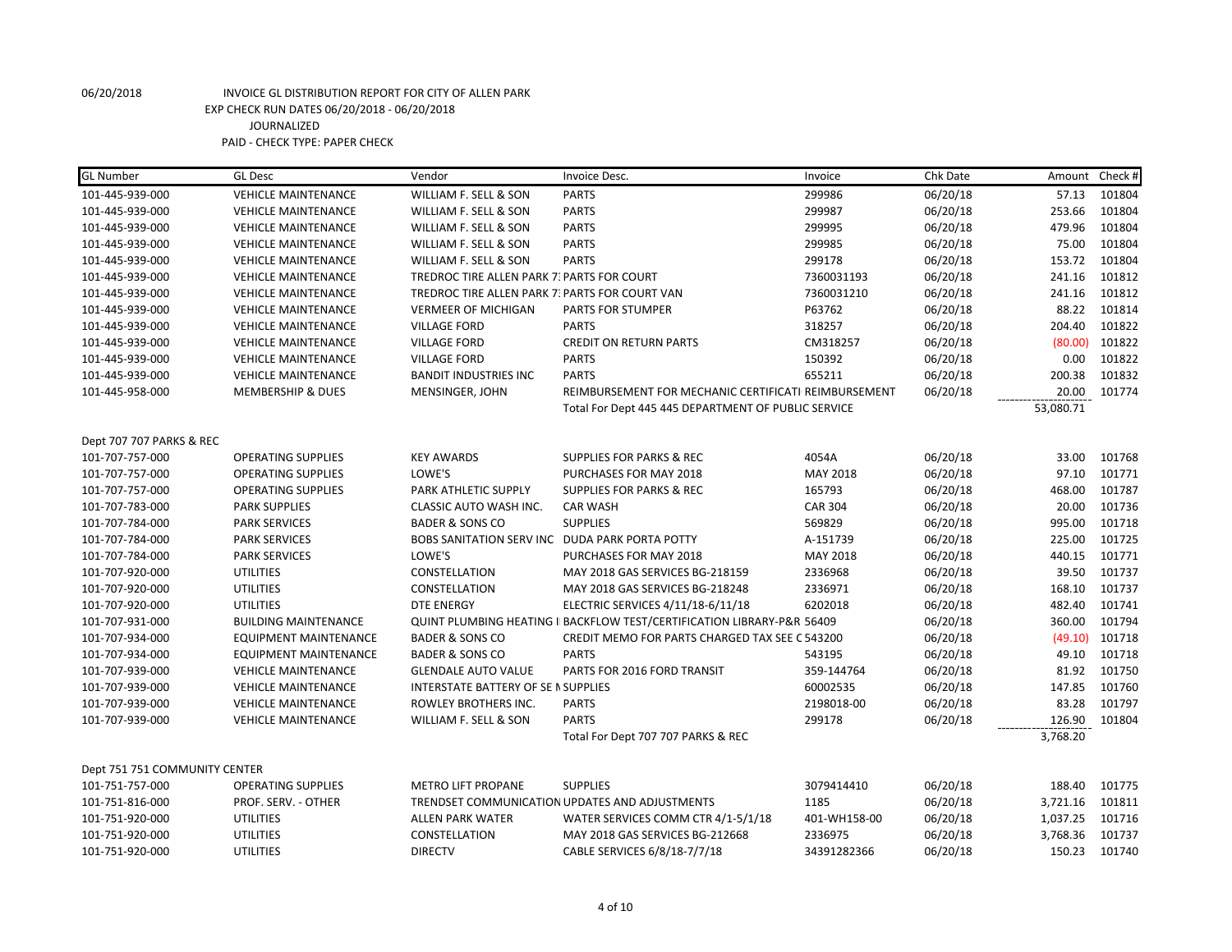06/20/2018 INVOICE GL DISTRIBUTION REPORT FOR CITY OF ALLEN PARK
EXP CHECK RUN DATES 06/20/2018 - 06/20/2018
JOURNALIZED
PAID - CHECK TYPE: PAPER CHECK

| GL Number | GL Desc | Vendor | Invoice Desc. | Invoice | Chk Date | Amount | Check # |
|---|---|---|---|---|---|---|---|
| 101-445-939-000 | VEHICLE MAINTENANCE | WILLIAM F. SELL & SON | PARTS | 299986 | 06/20/18 | 57.13 | 101804 |
| 101-445-939-000 | VEHICLE MAINTENANCE | WILLIAM F. SELL & SON | PARTS | 299987 | 06/20/18 | 253.66 | 101804 |
| 101-445-939-000 | VEHICLE MAINTENANCE | WILLIAM F. SELL & SON | PARTS | 299995 | 06/20/18 | 479.96 | 101804 |
| 101-445-939-000 | VEHICLE MAINTENANCE | WILLIAM F. SELL & SON | PARTS | 299985 | 06/20/18 | 75.00 | 101804 |
| 101-445-939-000 | VEHICLE MAINTENANCE | WILLIAM F. SELL & SON | PARTS | 299178 | 06/20/18 | 153.72 | 101804 |
| 101-445-939-000 | VEHICLE MAINTENANCE | TREDROC TIRE ALLEN PARK 7: | PARTS FOR COURT | 7360031193 | 06/20/18 | 241.16 | 101812 |
| 101-445-939-000 | VEHICLE MAINTENANCE | TREDROC TIRE ALLEN PARK 7: | PARTS FOR COURT VAN | 7360031210 | 06/20/18 | 241.16 | 101812 |
| 101-445-939-000 | VEHICLE MAINTENANCE | VERMEER OF MICHIGAN | PARTS FOR STUMPER | P63762 | 06/20/18 | 88.22 | 101814 |
| 101-445-939-000 | VEHICLE MAINTENANCE | VILLAGE FORD | PARTS | 318257 | 06/20/18 | 204.40 | 101822 |
| 101-445-939-000 | VEHICLE MAINTENANCE | VILLAGE FORD | CREDIT ON RETURN PARTS | CM318257 | 06/20/18 | (80.00) | 101822 |
| 101-445-939-000 | VEHICLE MAINTENANCE | VILLAGE FORD | PARTS | 150392 | 06/20/18 | 0.00 | 101822 |
| 101-445-939-000 | VEHICLE MAINTENANCE | BANDIT INDUSTRIES INC | PARTS | 655211 | 06/20/18 | 200.38 | 101832 |
| 101-445-958-000 | MEMBERSHIP & DUES | MENSINGER, JOHN | REIMBURSEMENT FOR MECHANIC CERTIFICATI | REIMBURSEMENT | 06/20/18 | 20.00 | 101774 |
| | | | Total For Dept 445 445 DEPARTMENT OF PUBLIC SERVICE | | | 53,080.71 | |
| Dept 707 707 PARKS & REC | | | | | | | |
| 101-707-757-000 | OPERATING SUPPLIES | KEY AWARDS | SUPPLIES FOR PARKS & REC | 4054A | 06/20/18 | 33.00 | 101768 |
| 101-707-757-000 | OPERATING SUPPLIES | LOWE'S | PURCHASES FOR MAY 2018 | MAY 2018 | 06/20/18 | 97.10 | 101771 |
| 101-707-757-000 | OPERATING SUPPLIES | PARK ATHLETIC SUPPLY | SUPPLIES FOR PARKS & REC | 165793 | 06/20/18 | 468.00 | 101787 |
| 101-707-783-000 | PARK SUPPLIES | CLASSIC AUTO WASH INC. | CAR WASH | CAR 304 | 06/20/18 | 20.00 | 101736 |
| 101-707-784-000 | PARK SERVICES | BADER & SONS CO | SUPPLIES | 569829 | 06/20/18 | 995.00 | 101718 |
| 101-707-784-000 | PARK SERVICES | BOBS SANITATION SERV INC | DUDA PARK PORTA POTTY | A-151739 | 06/20/18 | 225.00 | 101725 |
| 101-707-784-000 | PARK SERVICES | LOWE'S | PURCHASES FOR MAY 2018 | MAY 2018 | 06/20/18 | 440.15 | 101771 |
| 101-707-920-000 | UTILITIES | CONSTELLATION | MAY 2018 GAS SERVICES BG-218159 | 2336968 | 06/20/18 | 39.50 | 101737 |
| 101-707-920-000 | UTILITIES | CONSTELLATION | MAY 2018 GAS SERVICES BG-218248 | 2336971 | 06/20/18 | 168.10 | 101737 |
| 101-707-920-000 | UTILITIES | DTE ENERGY | ELECTRIC SERVICES 4/11/18-6/11/18 | 6202018 | 06/20/18 | 482.40 | 101741 |
| 101-707-931-000 | BUILDING MAINTENANCE | QUINT PLUMBING HEATING I | BACKFLOW TEST/CERTIFICATION LIBRARY-P&R | 56409 | 06/20/18 | 360.00 | 101794 |
| 101-707-934-000 | EQUIPMENT MAINTENANCE | BADER & SONS CO | CREDIT MEMO FOR PARTS CHARGED TAX SEE C | 543200 | 06/20/18 | (49.10) | 101718 |
| 101-707-934-000 | EQUIPMENT MAINTENANCE | BADER & SONS CO | PARTS | 543195 | 06/20/18 | 49.10 | 101718 |
| 101-707-939-000 | VEHICLE MAINTENANCE | GLENDALE AUTO VALUE | PARTS FOR 2016 FORD TRANSIT | 359-144764 | 06/20/18 | 81.92 | 101750 |
| 101-707-939-000 | VEHICLE MAINTENANCE | INTERSTATE BATTERY OF SE N | SUPPLIES | 60002535 | 06/20/18 | 147.85 | 101760 |
| 101-707-939-000 | VEHICLE MAINTENANCE | ROWLEY BROTHERS INC. | PARTS | 2198018-00 | 06/20/18 | 83.28 | 101797 |
| 101-707-939-000 | VEHICLE MAINTENANCE | WILLIAM F. SELL & SON | PARTS | 299178 | 06/20/18 | 126.90 | 101804 |
| | | | Total For Dept 707 707 PARKS & REC | | | 3,768.20 | |
| Dept 751 751 COMMUNITY CENTER | | | | | | | |
| 101-751-757-000 | OPERATING SUPPLIES | METRO LIFT PROPANE | SUPPLIES | 3079414410 | 06/20/18 | 188.40 | 101775 |
| 101-751-816-000 | PROF. SERV. - OTHER | TRENDSET COMMUNICATION | UPDATES AND ADJUSTMENTS | 1185 | 06/20/18 | 3,721.16 | 101811 |
| 101-751-920-000 | UTILITIES | ALLEN PARK WATER | WATER SERVICES COMM CTR 4/1-5/1/18 | 401-WH158-00 | 06/20/18 | 1,037.25 | 101716 |
| 101-751-920-000 | UTILITIES | CONSTELLATION | MAY 2018 GAS SERVICES BG-212668 | 2336975 | 06/20/18 | 3,768.36 | 101737 |
| 101-751-920-000 | UTILITIES | DIRECTV | CABLE SERVICES 6/8/18-7/7/18 | 34391282366 | 06/20/18 | 150.23 | 101740 |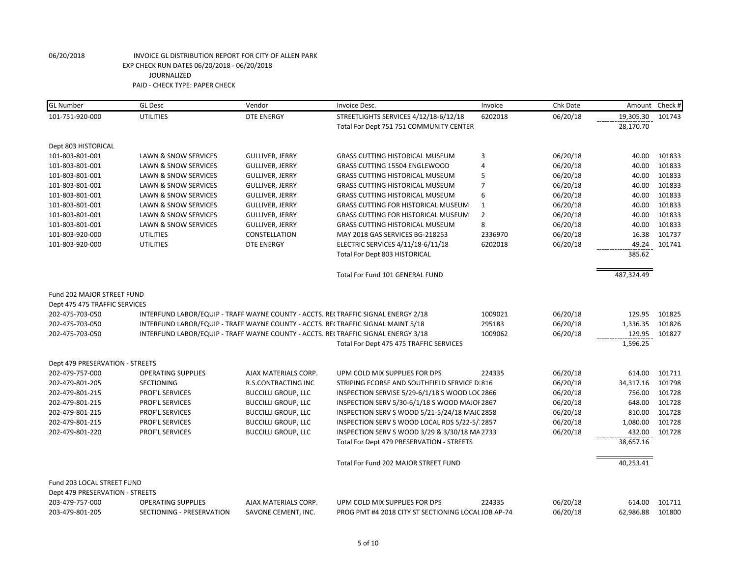06/20/2018 INVOICE GL DISTRIBUTION REPORT FOR CITY OF ALLEN PARK
EXP CHECK RUN DATES 06/20/2018 - 06/20/2018
JOURNALIZED
PAID - CHECK TYPE: PAPER CHECK

| GL Number | GL Desc | Vendor | Invoice Desc. | Invoice | Chk Date | Amount | Check # |
|---|---|---|---|---|---|---|---|
| 101-751-920-000 | UTILITIES | DTE ENERGY | STREETLIGHTS SERVICES 4/12/18-6/12/18 | 6202018 | 06/20/18 | 19,305.30 | 101743 |
| | | | Total For Dept 751 751 COMMUNITY CENTER | | | 28,170.70 | |
| Dept 803 HISTORICAL | | | | | | | |
| 101-803-801-001 | LAWN & SNOW SERVICES | GULLIVER, JERRY | GRASS CUTTING HISTORICAL MUSEUM | 3 | 06/20/18 | 40.00 | 101833 |
| 101-803-801-001 | LAWN & SNOW SERVICES | GULLIVER, JERRY | GRASS CUTTING 15504 ENGLEWOOD | 4 | 06/20/18 | 40.00 | 101833 |
| 101-803-801-001 | LAWN & SNOW SERVICES | GULLIVER, JERRY | GRASS CUTTING HISTORICAL MUSEUM | 5 | 06/20/18 | 40.00 | 101833 |
| 101-803-801-001 | LAWN & SNOW SERVICES | GULLIVER, JERRY | GRASS CUTTING HISTORICAL MUSEUM | 7 | 06/20/18 | 40.00 | 101833 |
| 101-803-801-001 | LAWN & SNOW SERVICES | GULLIVER, JERRY | GRASS CUTTING HISTORICAL MUSEUM | 6 | 06/20/18 | 40.00 | 101833 |
| 101-803-801-001 | LAWN & SNOW SERVICES | GULLIVER, JERRY | GRASS CUTTING FOR HISTORICAL MUSEUM | 1 | 06/20/18 | 40.00 | 101833 |
| 101-803-801-001 | LAWN & SNOW SERVICES | GULLIVER, JERRY | GRASS CUTTING FOR HISTORICAL MUSEUM | 2 | 06/20/18 | 40.00 | 101833 |
| 101-803-801-001 | LAWN & SNOW SERVICES | GULLIVER, JERRY | GRASS CUTTING HISTORICAL MUSEUM | 8 | 06/20/18 | 40.00 | 101833 |
| 101-803-920-000 | UTILITIES | CONSTELLATION | MAY 2018 GAS SERVICES BG-218253 | 2336970 | 06/20/18 | 16.38 | 101737 |
| 101-803-920-000 | UTILITIES | DTE ENERGY | ELECTRIC SERVICES 4/11/18-6/11/18 | 6202018 | 06/20/18 | 49.24 | 101741 |
| | | | Total For Dept 803 HISTORICAL | | | 385.62 | |
| | | | Total For Fund 101 GENERAL FUND | | | 487,324.49 | |
| Fund 202 MAJOR STREET FUND | | | | | | | |
| Dept 475 475 TRAFFIC SERVICES | | | | | | | |
| 202-475-703-050 | INTERFUND LABOR/EQUIP - TRAFF | WAYNE COUNTY - ACCTS. RE( | TRAFFIC SIGNAL ENERGY 2/18 | 1009021 | 06/20/18 | 129.95 | 101825 |
| 202-475-703-050 | INTERFUND LABOR/EQUIP - TRAFF | WAYNE COUNTY - ACCTS. RE( | TRAFFIC SIGNAL MAINT 5/18 | 295183 | 06/20/18 | 1,336.35 | 101826 |
| 202-475-703-050 | INTERFUND LABOR/EQUIP - TRAFF | WAYNE COUNTY - ACCTS. RE( | TRAFFIC SIGNAL ENERGY 3/18 | 1009062 | 06/20/18 | 129.95 | 101827 |
| | | | Total For Dept 475 475 TRAFFIC SERVICES | | | 1,596.25 | |
| Dept 479 PRESERVATION - STREETS | | | | | | | |
| 202-479-757-000 | OPERATING SUPPLIES | AJAX MATERIALS CORP. | UPM COLD MIX SUPPLIES FOR DPS | 224335 | 06/20/18 | 614.00 | 101711 |
| 202-479-801-205 | SECTIONING | R.S.CONTRACTING INC | STRIPING ECORSE AND SOUTHFIELD SERVICE D | 816 | 06/20/18 | 34,317.16 | 101798 |
| 202-479-801-215 | PROF'L SERVICES | BUCCILLI GROUP, LLC | INSPECTION SERVISE 5/29-6/1/18 S WOOD LOC | 2866 | 06/20/18 | 756.00 | 101728 |
| 202-479-801-215 | PROF'L SERVICES | BUCCILLI GROUP, LLC | INSPECTION SERV 5/30-6/1/18 S WOOD MAJOI | 2867 | 06/20/18 | 648.00 | 101728 |
| 202-479-801-215 | PROF'L SERVICES | BUCCILLI GROUP, LLC | INSPECTION SERV S WOOD 5/21-5/24/18 MAJC | 2858 | 06/20/18 | 810.00 | 101728 |
| 202-479-801-215 | PROF'L SERVICES | BUCCILLI GROUP, LLC | INSPECTION SERV S WOOD LOCAL RDS 5/22-5/ | 2857 | 06/20/18 | 1,080.00 | 101728 |
| 202-479-801-220 | PROF'L SERVICES | BUCCILLI GROUP, LLC | INSPECTION SERV S WOOD 3/29 & 3/30/18 MA | 2733 | 06/20/18 | 432.00 | 101728 |
| | | | Total For Dept 479 PRESERVATION - STREETS | | | 38,657.16 | |
| | | | Total For Fund 202 MAJOR STREET FUND | | | 40,253.41 | |
| Fund 203 LOCAL STREET FUND | | | | | | | |
| Dept 479 PRESERVATION - STREETS | | | | | | | |
| 203-479-757-000 | OPERATING SUPPLIES | AJAX MATERIALS CORP. | UPM COLD MIX SUPPLIES FOR DPS | 224335 | 06/20/18 | 614.00 | 101711 |
| 203-479-801-205 | SECTIONING - PRESERVATION | SAVONE CEMENT, INC. | PROG PMT #4 2018 CITY ST SECTIONING LOCAL | JOB AP-74 | 06/20/18 | 62,986.88 | 101800 |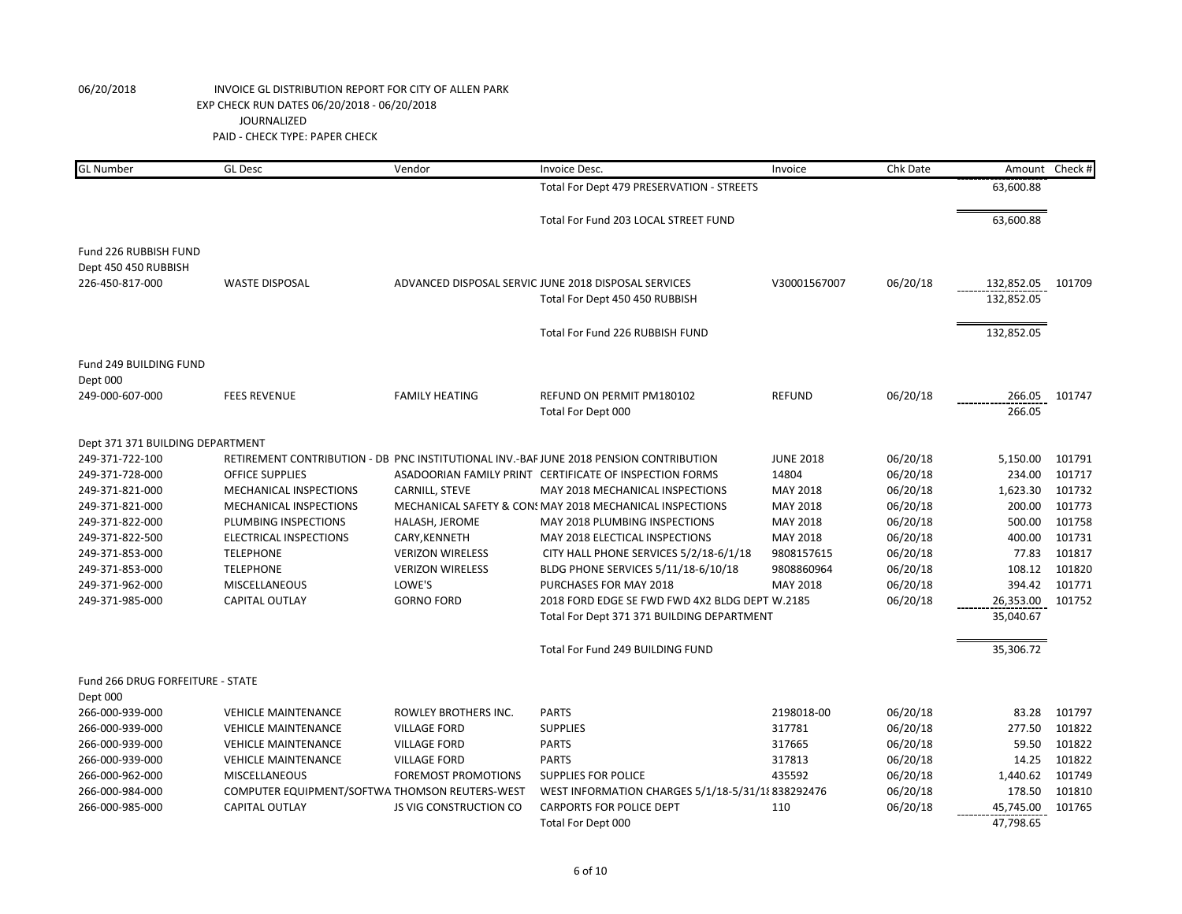06/20/2018 INVOICE GL DISTRIBUTION REPORT FOR CITY OF ALLEN PARK

EXP CHECK RUN DATES 06/20/2018 - 06/20/2018

JOURNALIZED

PAID - CHECK TYPE: PAPER CHECK

| GL Number | GL Desc | Vendor | Invoice Desc. | Invoice | Chk Date | Amount | Check # |
|---|---|---|---|---|---|---|---|
| | | | Total For Dept 479 PRESERVATION - STREETS | | | 63,600.88 | |
| | | | Total For Fund 203 LOCAL STREET FUND | | | 63,600.88 | |
| Fund 226 RUBBISH FUND | | | | | | | |
| Dept 450 450 RUBBISH | | | | | | | |
| 226-450-817-000 | WASTE DISPOSAL | ADVANCED DISPOSAL SERVIC | JUNE 2018 DISPOSAL SERVICES | V30001567007 | 06/20/18 | 132,852.05 | 101709 |
| | | | Total For Dept 450 450 RUBBISH | | | 132,852.05 | |
| | | | Total For Fund 226 RUBBISH FUND | | | 132,852.05 | |
| Fund 249 BUILDING FUND | | | | | | | |
| Dept 000 | | | | | | | |
| 249-000-607-000 | FEES REVENUE | FAMILY HEATING | REFUND ON PERMIT PM180102 | REFUND | 06/20/18 | 266.05 | 101747 |
| | | | Total For Dept 000 | | | 266.05 | |
| Dept 371 371 BUILDING DEPARTMENT | | | | | | | |
| 249-371-722-100 | RETIREMENT CONTRIBUTION - DB | PNC INSTITUTIONAL INV.-BAF | JUNE 2018 PENSION CONTRIBUTION | JUNE 2018 | 06/20/18 | 5,150.00 | 101791 |
| 249-371-728-000 | OFFICE SUPPLIES | ASADOORIAN FAMILY PRINT | CERTIFICATE OF INSPECTION FORMS | 14804 | 06/20/18 | 234.00 | 101717 |
| 249-371-821-000 | MECHANICAL INSPECTIONS | CARNILL, STEVE | MAY 2018 MECHANICAL INSPECTIONS | MAY 2018 | 06/20/18 | 1,623.30 | 101732 |
| 249-371-821-000 | MECHANICAL INSPECTIONS | MECHANICAL SAFETY & CONS | MAY 2018 MECHANICAL INSPECTIONS | MAY 2018 | 06/20/18 | 200.00 | 101773 |
| 249-371-822-000 | PLUMBING INSPECTIONS | HALASH, JEROME | MAY 2018 PLUMBING INSPECTIONS | MAY 2018 | 06/20/18 | 500.00 | 101758 |
| 249-371-822-500 | ELECTRICAL INSPECTIONS | CARY,KENNETH | MAY 2018 ELECTICAL INSPECTIONS | MAY 2018 | 06/20/18 | 400.00 | 101731 |
| 249-371-853-000 | TELEPHONE | VERIZON WIRELESS | CITY HALL PHONE SERVICES 5/2/18-6/1/18 | 9808157615 | 06/20/18 | 77.83 | 101817 |
| 249-371-853-000 | TELEPHONE | VERIZON WIRELESS | BLDG PHONE SERVICES 5/11/18-6/10/18 | 9808860964 | 06/20/18 | 108.12 | 101820 |
| 249-371-962-000 | MISCELLANEOUS | LOWE'S | PURCHASES FOR MAY 2018 | MAY 2018 | 06/20/18 | 394.42 | 101771 |
| 249-371-985-000 | CAPITAL OUTLAY | GORNO FORD | 2018 FORD EDGE SE FWD FWD 4X2 BLDG DEPT | W.2185 | 06/20/18 | 26,353.00 | 101752 |
| | | | Total For Dept 371 371 BUILDING DEPARTMENT | | | 35,040.67 | |
| | | | Total For Fund 249 BUILDING FUND | | | 35,306.72 | |
| Fund 266 DRUG FORFEITURE - STATE | | | | | | | |
| Dept 000 | | | | | | | |
| 266-000-939-000 | VEHICLE MAINTENANCE | ROWLEY BROTHERS INC. | PARTS | 2198018-00 | 06/20/18 | 83.28 | 101797 |
| 266-000-939-000 | VEHICLE MAINTENANCE | VILLAGE FORD | SUPPLIES | 317781 | 06/20/18 | 277.50 | 101822 |
| 266-000-939-000 | VEHICLE MAINTENANCE | VILLAGE FORD | PARTS | 317665 | 06/20/18 | 59.50 | 101822 |
| 266-000-939-000 | VEHICLE MAINTENANCE | VILLAGE FORD | PARTS | 317813 | 06/20/18 | 14.25 | 101822 |
| 266-000-962-000 | MISCELLANEOUS | FOREMOST PROMOTIONS | SUPPLIES FOR POLICE | 435592 | 06/20/18 | 1,440.62 | 101749 |
| 266-000-984-000 | COMPUTER EQUIPMENT/SOFTWA | THOMSON REUTERS-WEST | WEST INFORMATION CHARGES 5/1/18-5/31/18 | 838292476 | 06/20/18 | 178.50 | 101810 |
| 266-000-985-000 | CAPITAL OUTLAY | JS VIG CONSTRUCTION CO | CARPORTS FOR POLICE DEPT | 110 | 06/20/18 | 45,745.00 | 101765 |
| | | | Total For Dept 000 | | | 47,798.65 | |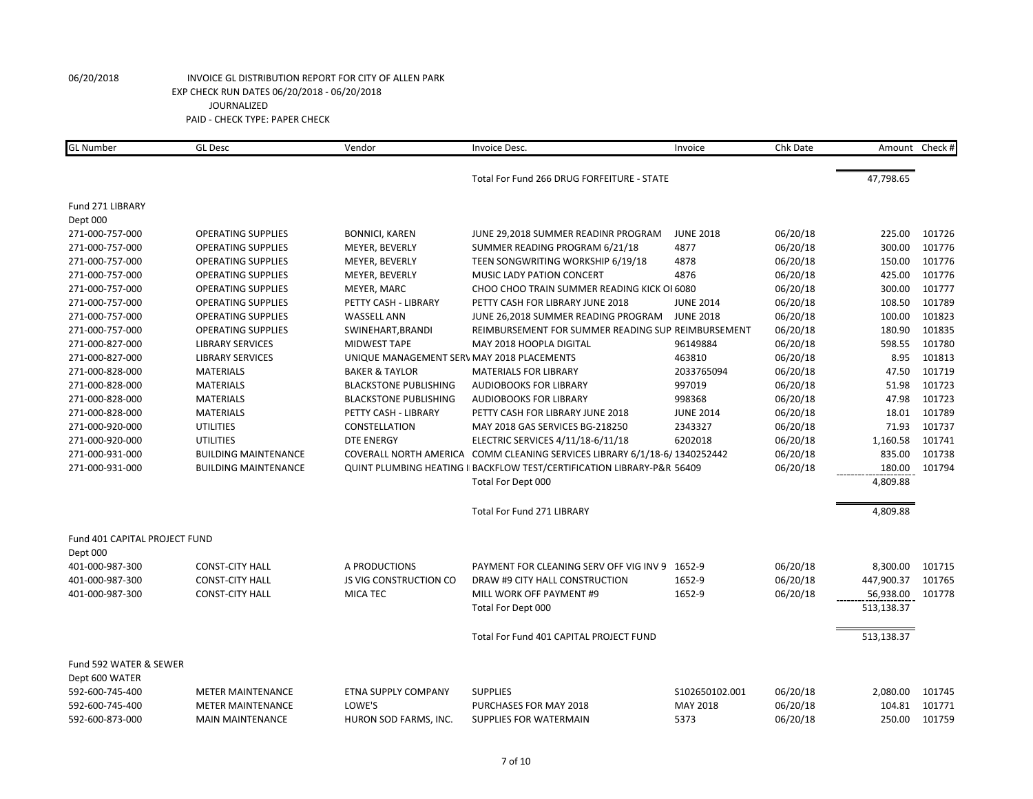06/20/2018 INVOICE GL DISTRIBUTION REPORT FOR CITY OF ALLEN PARK
EXP CHECK RUN DATES 06/20/2018 - 06/20/2018
JOURNALIZED
PAID - CHECK TYPE: PAPER CHECK

| GL Number | GL Desc | Vendor | Invoice Desc. | Invoice | Chk Date | Amount | Check # |
|---|---|---|---|---|---|---|---|
| | | | Total For Fund 266 DRUG FORFEITURE - STATE | | | 47,798.65 | |
| Fund 271 LIBRARY | | | | | | | |
| Dept 000 | | | | | | | |
| 271-000-757-000 | OPERATING SUPPLIES | BONNICI, KAREN | JUNE 29,2018 SUMMER READINR PROGRAM | JUNE 2018 | 06/20/18 | 225.00 | 101726 |
| 271-000-757-000 | OPERATING SUPPLIES | MEYER, BEVERLY | SUMMER READING PROGRAM 6/21/18 | 4877 | 06/20/18 | 300.00 | 101776 |
| 271-000-757-000 | OPERATING SUPPLIES | MEYER, BEVERLY | TEEN SONGWRITING WORKSHIP 6/19/18 | 4878 | 06/20/18 | 150.00 | 101776 |
| 271-000-757-000 | OPERATING SUPPLIES | MEYER, BEVERLY | MUSIC LADY PATION CONCERT | 4876 | 06/20/18 | 425.00 | 101776 |
| 271-000-757-000 | OPERATING SUPPLIES | MEYER, MARC | CHOO CHOO TRAIN SUMMER READING KICK OI | 6080 | 06/20/18 | 300.00 | 101777 |
| 271-000-757-000 | OPERATING SUPPLIES | PETTY CASH - LIBRARY | PETTY CASH FOR LIBRARY JUNE 2018 | JUNE 2014 | 06/20/18 | 108.50 | 101789 |
| 271-000-757-000 | OPERATING SUPPLIES | WASSELL ANN | JUNE 26,2018 SUMMER READING PROGRAM | JUNE 2018 | 06/20/18 | 100.00 | 101823 |
| 271-000-757-000 | OPERATING SUPPLIES | SWINEHART,BRANDI | REIMBURSEMENT FOR SUMMER READING SUP | REIMBURSEMENT | 06/20/18 | 180.90 | 101835 |
| 271-000-827-000 | LIBRARY SERVICES | MIDWEST TAPE | MAY 2018 HOOPLA DIGITAL | 96149884 | 06/20/18 | 598.55 | 101780 |
| 271-000-827-000 | LIBRARY SERVICES | UNIQUE MANAGEMENT SERV | MAY 2018 PLACEMENTS | 463810 | 06/20/18 | 8.95 | 101813 |
| 271-000-828-000 | MATERIALS | BAKER & TAYLOR | MATERIALS FOR LIBRARY | 2033765094 | 06/20/18 | 47.50 | 101719 |
| 271-000-828-000 | MATERIALS | BLACKSTONE PUBLISHING | AUDIOBOOKS FOR LIBRARY | 997019 | 06/20/18 | 51.98 | 101723 |
| 271-000-828-000 | MATERIALS | BLACKSTONE PUBLISHING | AUDIOBOOKS FOR LIBRARY | 998368 | 06/20/18 | 47.98 | 101723 |
| 271-000-828-000 | MATERIALS | PETTY CASH - LIBRARY | PETTY CASH FOR LIBRARY JUNE 2018 | JUNE 2014 | 06/20/18 | 18.01 | 101789 |
| 271-000-920-000 | UTILITIES | CONSTELLATION | MAY 2018 GAS SERVICES BG-218250 | 2343327 | 06/20/18 | 71.93 | 101737 |
| 271-000-920-000 | UTILITIES | DTE ENERGY | ELECTRIC SERVICES 4/11/18-6/11/18 | 6202018 | 06/20/18 | 1,160.58 | 101741 |
| 271-000-931-000 | BUILDING MAINTENANCE | COVERALL NORTH AMERICA | COMM CLEANING SERVICES LIBRARY 6/1/18-6/ | 1340252442 | 06/20/18 | 835.00 | 101738 |
| 271-000-931-000 | BUILDING MAINTENANCE | QUINT PLUMBING HEATING I | BACKFLOW TEST/CERTIFICATION LIBRARY-P&R | 56409 | 06/20/18 | 180.00 | 101794 |
| | | | Total For Dept 000 | | | 4,809.88 | |
| | | | Total For Fund 271 LIBRARY | | | 4,809.88 | |
| Fund 401 CAPITAL PROJECT FUND | | | | | | | |
| Dept 000 | | | | | | | |
| 401-000-987-300 | CONST-CITY HALL | A PRODUCTIONS | PAYMENT FOR CLEANING SERV OFF VIG INV 9 | 1652-9 | 06/20/18 | 8,300.00 | 101715 |
| 401-000-987-300 | CONST-CITY HALL | JS VIG CONSTRUCTION CO | DRAW #9 CITY HALL CONSTRUCTION | 1652-9 | 06/20/18 | 447,900.37 | 101765 |
| 401-000-987-300 | CONST-CITY HALL | MICA TEC | MILL WORK OFF PAYMENT #9 | 1652-9 | 06/20/18 | 56,938.00 | 101778 |
| | | | Total For Dept 000 | | | 513,138.37 | |
| | | | Total For Fund 401 CAPITAL PROJECT FUND | | | 513,138.37 | |
| Fund 592 WATER & SEWER | | | | | | | |
| Dept 600 WATER | | | | | | | |
| 592-600-745-400 | METER MAINTENANCE | ETNA SUPPLY COMPANY | SUPPLIES | S102650102.001 | 06/20/18 | 2,080.00 | 101745 |
| 592-600-745-400 | METER MAINTENANCE | LOWE'S | PURCHASES FOR MAY 2018 | MAY 2018 | 06/20/18 | 104.81 | 101771 |
| 592-600-873-000 | MAIN MAINTENANCE | HURON SOD FARMS, INC. | SUPPLIES FOR WATERMAIN | 5373 | 06/20/18 | 250.00 | 101759 |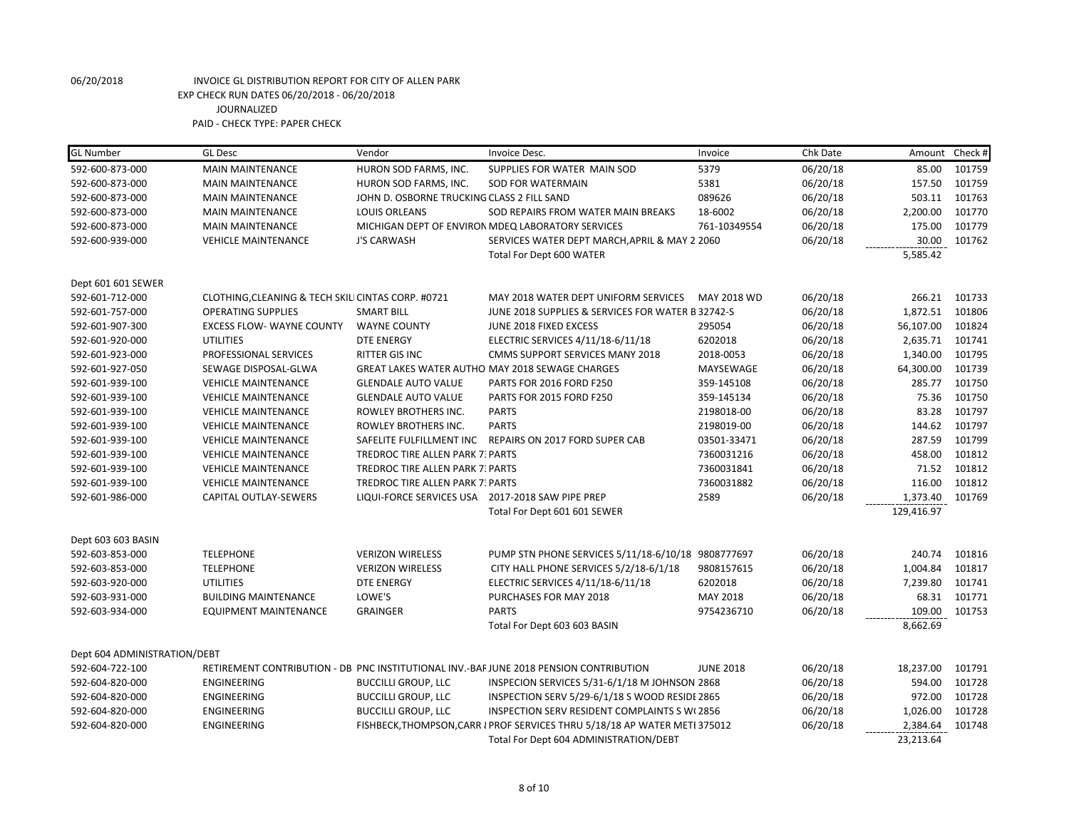06/20/2018 INVOICE GL DISTRIBUTION REPORT FOR CITY OF ALLEN PARK
EXP CHECK RUN DATES 06/20/2018 - 06/20/2018
JOURNALIZED
PAID - CHECK TYPE: PAPER CHECK

| GL Number | GL Desc | Vendor | Invoice Desc. | Invoice | Chk Date | Amount | Check # |
|---|---|---|---|---|---|---|---|
| 592-600-873-000 | MAIN MAINTENANCE | HURON SOD FARMS, INC. | SUPPLIES FOR WATER MAIN SOD | 5379 | 06/20/18 | 85.00 | 101759 |
| 592-600-873-000 | MAIN MAINTENANCE | HURON SOD FARMS, INC. | SOD FOR WATERMAIN | 5381 | 06/20/18 | 157.50 | 101759 |
| 592-600-873-000 | MAIN MAINTENANCE | JOHN D. OSBORNE TRUCKING | CLASS 2 FILL SAND | 089626 | 06/20/18 | 503.11 | 101763 |
| 592-600-873-000 | MAIN MAINTENANCE | LOUIS ORLEANS | SOD REPAIRS FROM WATER MAIN BREAKS | 18-6002 | 06/20/18 | 2,200.00 | 101770 |
| 592-600-873-000 | MAIN MAINTENANCE | MICHIGAN DEPT OF ENVIRON | MDEQ LABORATORY SERVICES | 761-10349554 | 06/20/18 | 175.00 | 101779 |
| 592-600-939-000 | VEHICLE MAINTENANCE | J'S CARWASH | SERVICES WATER DEPT MARCH,APRIL & MAY 2 | 2060 | 06/20/18 | 30.00 | 101762 |
| | | | Total For Dept 600 WATER | | | 5,585.42 | |
| Dept 601 601 SEWER | | | | | | | |
| 592-601-712-000 | CLOTHING,CLEANING & TECH SKIL | CINTAS CORP. #0721 | MAY 2018 WATER DEPT UNIFORM SERVICES | MAY 2018 WD | 06/20/18 | 266.21 | 101733 |
| 592-601-757-000 | OPERATING SUPPLIES | SMART BILL | JUNE 2018 SUPPLIES & SERVICES FOR WATER B | 32742-S | 06/20/18 | 1,872.51 | 101806 |
| 592-601-907-300 | EXCESS FLOW- WAYNE COUNTY | WAYNE COUNTY | JUNE 2018 FIXED EXCESS | 295054 | 06/20/18 | 56,107.00 | 101824 |
| 592-601-920-000 | UTILITIES | DTE ENERGY | ELECTRIC SERVICES 4/11/18-6/11/18 | 6202018 | 06/20/18 | 2,635.71 | 101741 |
| 592-601-923-000 | PROFESSIONAL SERVICES | RITTER GIS INC | CMMS SUPPORT SERVICES MANY 2018 | 2018-0053 | 06/20/18 | 1,340.00 | 101795 |
| 592-601-927-050 | SEWAGE DISPOSAL-GLWA | GREAT LAKES WATER AUTHO | MAY 2018 SEWAGE CHARGES | MAYSEWAGE | 06/20/18 | 64,300.00 | 101739 |
| 592-601-939-100 | VEHICLE MAINTENANCE | GLENDALE AUTO VALUE | PARTS FOR 2016 FORD F250 | 359-145108 | 06/20/18 | 285.77 | 101750 |
| 592-601-939-100 | VEHICLE MAINTENANCE | GLENDALE AUTO VALUE | PARTS FOR 2015 FORD F250 | 359-145134 | 06/20/18 | 75.36 | 101750 |
| 592-601-939-100 | VEHICLE MAINTENANCE | ROWLEY BROTHERS INC. | PARTS | 2198018-00 | 06/20/18 | 83.28 | 101797 |
| 592-601-939-100 | VEHICLE MAINTENANCE | ROWLEY BROTHERS INC. | PARTS | 2198019-00 | 06/20/18 | 144.62 | 101797 |
| 592-601-939-100 | VEHICLE MAINTENANCE | SAFELITE FULFILLMENT INC | REPAIRS ON 2017 FORD SUPER CAB | 03501-33471 | 06/20/18 | 287.59 | 101799 |
| 592-601-939-100 | VEHICLE MAINTENANCE | TREDROC TIRE ALLEN PARK 7 | PARTS | 7360031216 | 06/20/18 | 458.00 | 101812 |
| 592-601-939-100 | VEHICLE MAINTENANCE | TREDROC TIRE ALLEN PARK 7 | PARTS | 7360031841 | 06/20/18 | 71.52 | 101812 |
| 592-601-939-100 | VEHICLE MAINTENANCE | TREDROC TIRE ALLEN PARK 7 | PARTS | 7360031882 | 06/20/18 | 116.00 | 101812 |
| 592-601-986-000 | CAPITAL OUTLAY-SEWERS | LIQUI-FORCE SERVICES USA | 2017-2018 SAW PIPE PREP | 2589 | 06/20/18 | 1,373.40 | 101769 |
| | | | Total For Dept 601 601 SEWER | | | 129,416.97 | |
| Dept 603 603 BASIN | | | | | | | |
| 592-603-853-000 | TELEPHONE | VERIZON WIRELESS | PUMP STN PHONE SERVICES 5/11/18-6/10/18 | 9808777697 | 06/20/18 | 240.74 | 101816 |
| 592-603-853-000 | TELEPHONE | VERIZON WIRELESS | CITY HALL PHONE SERVICES 5/2/18-6/1/18 | 9808157615 | 06/20/18 | 1,004.84 | 101817 |
| 592-603-920-000 | UTILITIES | DTE ENERGY | ELECTRIC SERVICES 4/11/18-6/11/18 | 6202018 | 06/20/18 | 7,239.80 | 101741 |
| 592-603-931-000 | BUILDING MAINTENANCE | LOWE'S | PURCHASES FOR MAY 2018 | MAY 2018 | 06/20/18 | 68.31 | 101771 |
| 592-603-934-000 | EQUIPMENT MAINTENANCE | GRAINGER | PARTS | 9754236710 | 06/20/18 | 109.00 | 101753 |
| | | | Total For Dept 603 603 BASIN | | | 8,662.69 | |
| Dept 604 ADMINISTRATION/DEBT | | | | | | | |
| 592-604-722-100 | RETIREMENT CONTRIBUTION - DB | PNC INSTITUTIONAL INV.-BAF | JUNE 2018 PENSION CONTRIBUTION | JUNE 2018 | 06/20/18 | 18,237.00 | 101791 |
| 592-604-820-000 | ENGINEERING | BUCCILLI GROUP, LLC | INSPECION SERVICES 5/31-6/1/18 M JOHNSON | 2868 | 06/20/18 | 594.00 | 101728 |
| 592-604-820-000 | ENGINEERING | BUCCILLI GROUP, LLC | INSPECTION SERV 5/29-6/1/18 S WOOD RESIDI | 2865 | 06/20/18 | 972.00 | 101728 |
| 592-604-820-000 | ENGINEERING | BUCCILLI GROUP, LLC | INSPECTION SERV RESIDENT COMPLAINTS S W( | 2856 | 06/20/18 | 1,026.00 | 101728 |
| 592-604-820-000 | ENGINEERING | FISHBECK,THOMPSON,CARR & | PROF SERVICES THRU 5/18/18 AP WATER METI | 375012 | 06/20/18 | 2,384.64 | 101748 |
| | | | Total For Dept 604 ADMINISTRATION/DEBT | | | 23,213.64 | |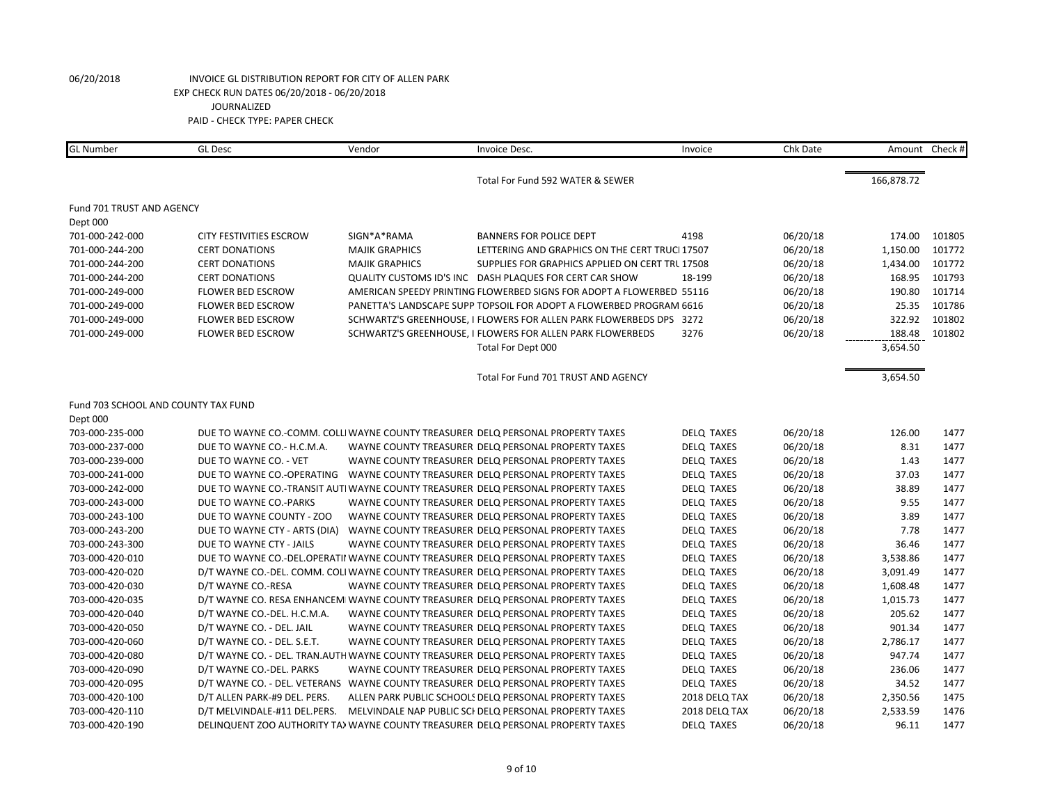06/20/2018 INVOICE GL DISTRIBUTION REPORT FOR CITY OF ALLEN PARK
EXP CHECK RUN DATES 06/20/2018 - 06/20/2018
JOURNALIZED
PAID - CHECK TYPE: PAPER CHECK

| GL Number | GL Desc | Vendor | Invoice Desc. | Invoice | Chk Date | Amount | Check # |
|---|---|---|---|---|---|---|---|
| | | | Total For Fund 592 WATER & SEWER | | | 166,878.72 | |
| Fund 701 TRUST AND AGENCY | | | | | | | |
| Dept 000 | | | | | | | |
| 701-000-242-000 | CITY FESTIVITIES ESCROW | SIGN*A*RAMA | BANNERS FOR POLICE DEPT | 4198 | 06/20/18 | 174.00 | 101805 |
| 701-000-244-200 | CERT DONATIONS | MAJIK GRAPHICS | LETTERING AND GRAPHICS ON THE CERT TRUCI | 17507 | 06/20/18 | 1,150.00 | 101772 |
| 701-000-244-200 | CERT DONATIONS | MAJIK GRAPHICS | SUPPLIES FOR GRAPHICS APPLIED ON CERT TRU | 17508 | 06/20/18 | 1,434.00 | 101772 |
| 701-000-244-200 | CERT DONATIONS | QUALITY CUSTOMS ID'S INC | DASH PLAQUES FOR CERT CAR SHOW | 18-199 | 06/20/18 | 168.95 | 101793 |
| 701-000-249-000 | FLOWER BED ESCROW | AMERICAN SPEEDY PRINTING | FLOWERBED SIGNS FOR ADOPT A FLOWERBED | 55116 | 06/20/18 | 190.80 | 101714 |
| 701-000-249-000 | FLOWER BED ESCROW | PANETTA'S LANDSCAPE SUPP | TOPSOIL FOR ADOPT A FLOWERBED PROGRAM | 6616 | 06/20/18 | 25.35 | 101786 |
| 701-000-249-000 | FLOWER BED ESCROW | SCHWARTZ'S GREENHOUSE, I | FLOWERS FOR ALLEN PARK FLOWERBEDS DPS | 3272 | 06/20/18 | 322.92 | 101802 |
| 701-000-249-000 | FLOWER BED ESCROW | SCHWARTZ'S GREENHOUSE, I | FLOWERS FOR ALLEN PARK FLOWERBEDS | 3276 | 06/20/18 | 188.48 | 101802 |
| | | | Total For Dept 000 | | | 3,654.50 | |
| | | | Total For Fund 701 TRUST AND AGENCY | | | 3,654.50 | |
| Fund 703 SCHOOL AND COUNTY TAX FUND | | | | | | | |
| Dept 000 | | | | | | | |
| 703-000-235-000 | DUE TO WAYNE CO.-COMM. COLL | WAYNE COUNTY TREASURER | DELQ PERSONAL PROPERTY TAXES | DELQ TAXES | 06/20/18 | 126.00 | 1477 |
| 703-000-237-000 | DUE TO WAYNE CO.- H.C.M.A. | WAYNE COUNTY TREASURER | DELQ PERSONAL PROPERTY TAXES | DELQ TAXES | 06/20/18 | 8.31 | 1477 |
| 703-000-239-000 | DUE TO WAYNE CO. - VET | WAYNE COUNTY TREASURER | DELQ PERSONAL PROPERTY TAXES | DELQ TAXES | 06/20/18 | 1.43 | 1477 |
| 703-000-241-000 | DUE TO WAYNE CO.-OPERATING | WAYNE COUNTY TREASURER | DELQ PERSONAL PROPERTY TAXES | DELQ TAXES | 06/20/18 | 37.03 | 1477 |
| 703-000-242-000 | DUE TO WAYNE CO.-TRANSIT AUTI | WAYNE COUNTY TREASURER | DELQ PERSONAL PROPERTY TAXES | DELQ TAXES | 06/20/18 | 38.89 | 1477 |
| 703-000-243-000 | DUE TO WAYNE CO.-PARKS | WAYNE COUNTY TREASURER | DELQ PERSONAL PROPERTY TAXES | DELQ TAXES | 06/20/18 | 9.55 | 1477 |
| 703-000-243-100 | DUE TO WAYNE COUNTY - ZOO | WAYNE COUNTY TREASURER | DELQ PERSONAL PROPERTY TAXES | DELQ TAXES | 06/20/18 | 3.89 | 1477 |
| 703-000-243-200 | DUE TO WAYNE CTY - ARTS (DIA) | WAYNE COUNTY TREASURER | DELQ PERSONAL PROPERTY TAXES | DELQ TAXES | 06/20/18 | 7.78 | 1477 |
| 703-000-243-300 | DUE TO WAYNE CTY - JAILS | WAYNE COUNTY TREASURER | DELQ PERSONAL PROPERTY TAXES | DELQ TAXES | 06/20/18 | 36.46 | 1477 |
| 703-000-420-010 | DUE TO WAYNE CO.-DEL.OPERATII | WAYNE COUNTY TREASURER | DELQ PERSONAL PROPERTY TAXES | DELQ TAXES | 06/20/18 | 3,538.86 | 1477 |
| 703-000-420-020 | D/T WAYNE CO.-DEL. COMM. COLI | WAYNE COUNTY TREASURER | DELQ PERSONAL PROPERTY TAXES | DELQ TAXES | 06/20/18 | 3,091.49 | 1477 |
| 703-000-420-030 | D/T WAYNE CO.-RESA | WAYNE COUNTY TREASURER | DELQ PERSONAL PROPERTY TAXES | DELQ TAXES | 06/20/18 | 1,608.48 | 1477 |
| 703-000-420-035 | D/T WAYNE CO. RESA ENHANCEM | WAYNE COUNTY TREASURER | DELQ PERSONAL PROPERTY TAXES | DELQ TAXES | 06/20/18 | 1,015.73 | 1477 |
| 703-000-420-040 | D/T WAYNE CO.-DEL. H.C.M.A. | WAYNE COUNTY TREASURER | DELQ PERSONAL PROPERTY TAXES | DELQ TAXES | 06/20/18 | 205.62 | 1477 |
| 703-000-420-050 | D/T WAYNE CO. - DEL. JAIL | WAYNE COUNTY TREASURER | DELQ PERSONAL PROPERTY TAXES | DELQ TAXES | 06/20/18 | 901.34 | 1477 |
| 703-000-420-060 | D/T WAYNE CO. - DEL. S.E.T. | WAYNE COUNTY TREASURER | DELQ PERSONAL PROPERTY TAXES | DELQ TAXES | 06/20/18 | 2,786.17 | 1477 |
| 703-000-420-080 | D/T WAYNE CO. - DEL. TRAN.AUTH | WAYNE COUNTY TREASURER | DELQ PERSONAL PROPERTY TAXES | DELQ TAXES | 06/20/18 | 947.74 | 1477 |
| 703-000-420-090 | D/T WAYNE CO.-DEL. PARKS | WAYNE COUNTY TREASURER | DELQ PERSONAL PROPERTY TAXES | DELQ TAXES | 06/20/18 | 236.06 | 1477 |
| 703-000-420-095 | D/T WAYNE CO. - DEL. VETERANS | WAYNE COUNTY TREASURER | DELQ PERSONAL PROPERTY TAXES | DELQ TAXES | 06/20/18 | 34.52 | 1477 |
| 703-000-420-100 | D/T ALLEN PARK-#9 DEL. PERS. | ALLEN PARK PUBLIC SCHOOLS | DELQ PERSONAL PROPERTY TAXES | 2018 DELQ TAX | 06/20/18 | 2,350.56 | 1475 |
| 703-000-420-110 | D/T MELVINDALE-#11 DEL.PERS. | MELVINDALE NAP PUBLIC SCH | DELQ PERSONAL PROPERTY TAXES | 2018 DELQ TAX | 06/20/18 | 2,533.59 | 1476 |
| 703-000-420-190 | DELINQUENT ZOO AUTHORITY TAX | WAYNE COUNTY TREASURER | DELQ PERSONAL PROPERTY TAXES | DELQ TAXES | 06/20/18 | 96.11 | 1477 |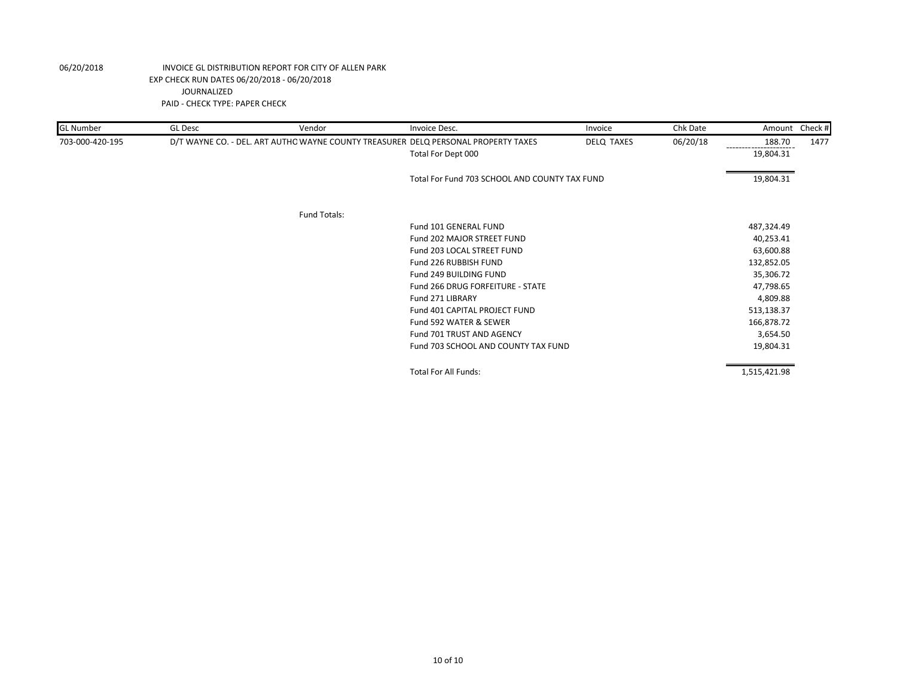06/20/2018 INVOICE GL DISTRIBUTION REPORT FOR CITY OF ALLEN PARK

EXP CHECK RUN DATES 06/20/2018 - 06/20/2018

JOURNALIZED

PAID - CHECK TYPE: PAPER CHECK

| GL Number | GL Desc | Vendor | Invoice Desc. | Invoice | Chk Date | Amount | Check # |
|---|---|---|---|---|---|---|---|
| 703-000-420-195 | D/T WAYNE CO. - DEL. ART AUTHO | WAYNE COUNTY TREASURER | DELQ PERSONAL PROPERTY TAXES | DELQ TAXES | 06/20/18 | 188.70 | 1477 |
| | | | Total For Dept 000 | | | 19,804.31 | |
| | | | Total For Fund 703 SCHOOL AND COUNTY TAX FUND | | | 19,804.31 | |
| | | Fund Totals: | | | | | |
| | | | Fund 101 GENERAL FUND | | | 487,324.49 | |
| | | | Fund 202 MAJOR STREET FUND | | | 40,253.41 | |
| | | | Fund 203 LOCAL STREET FUND | | | 63,600.88 | |
| | | | Fund 226 RUBBISH FUND | | | 132,852.05 | |
| | | | Fund 249 BUILDING FUND | | | 35,306.72 | |
| | | | Fund 266 DRUG FORFEITURE - STATE | | | 47,798.65 | |
| | | | Fund 271 LIBRARY | | | 4,809.88 | |
| | | | Fund 401 CAPITAL PROJECT FUND | | | 513,138.37 | |
| | | | Fund 592 WATER & SEWER | | | 166,878.72 | |
| | | | Fund 701 TRUST AND AGENCY | | | 3,654.50 | |
| | | | Fund 703 SCHOOL AND COUNTY TAX FUND | | | 19,804.31 | |
| | | | Total For All Funds: | | | 1,515,421.98 | |